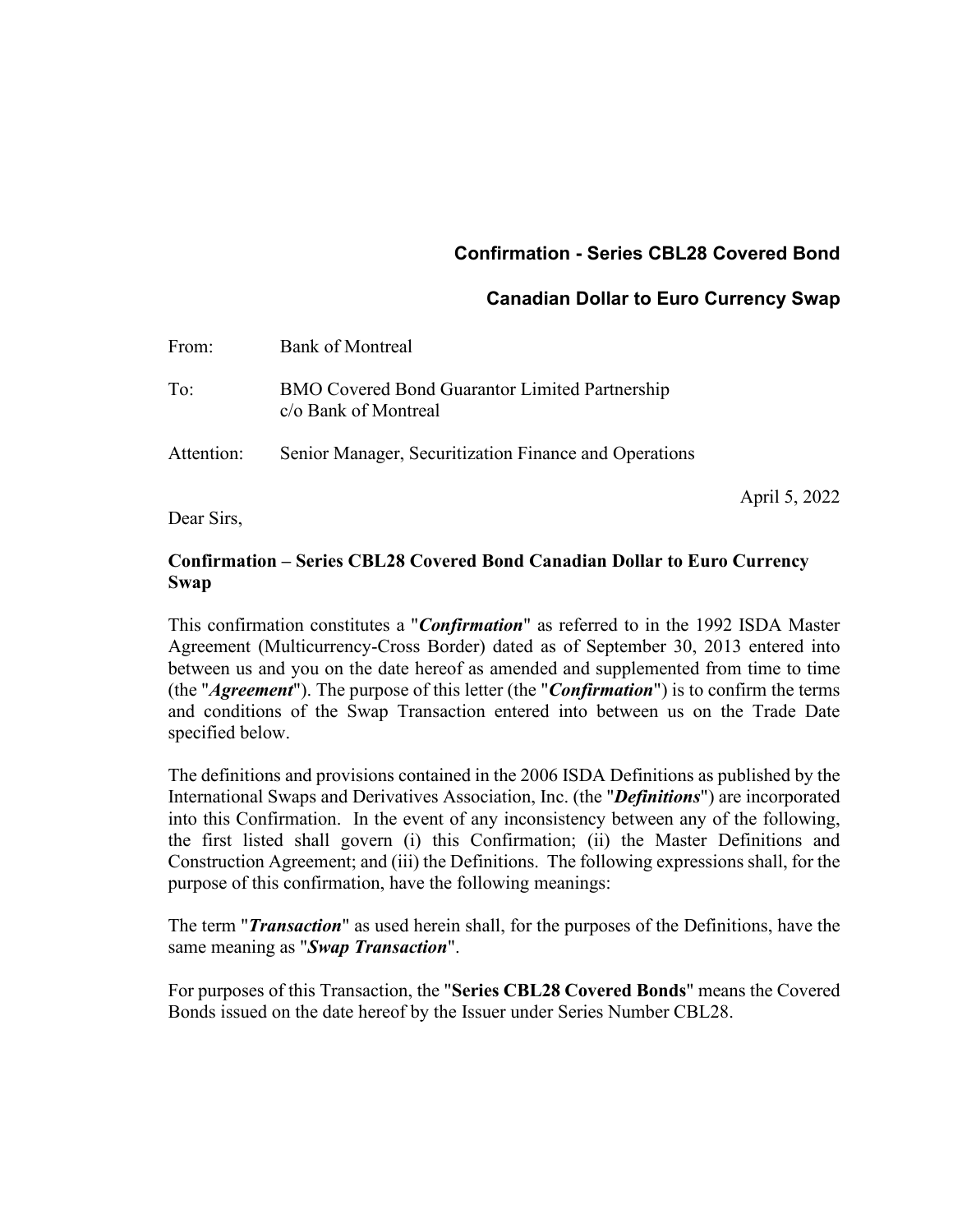**Confirmation - Series CBL28 Covered Bond**

**Canadian Dollar to Euro Currency Swap**

From: Bank of Montreal

To: BMO Covered Bond Guarantor Limited Partnership
c/o Bank of Montreal

Attention: Senior Manager, Securitization Finance and Operations

April 5, 2022

Dear Sirs,

**Confirmation – Series CBL28 Covered Bond Canadian Dollar to Euro Currency Swap**

This confirmation constitutes a "***Confirmation***" as referred to in the 1992 ISDA Master Agreement (Multicurrency-Cross Border) dated as of September 30, 2013 entered into between us and you on the date hereof as amended and supplemented from time to time (the "***Agreement***"). The purpose of this letter (the "***Confirmation***") is to confirm the terms and conditions of the Swap Transaction entered into between us on the Trade Date specified below.

The definitions and provisions contained in the 2006 ISDA Definitions as published by the International Swaps and Derivatives Association, Inc. (the "***Definitions***") are incorporated into this Confirmation. In the event of any inconsistency between any of the following, the first listed shall govern (i) this Confirmation; (ii) the Master Definitions and Construction Agreement; and (iii) the Definitions. The following expressions shall, for the purpose of this confirmation, have the following meanings:

The term "***Transaction***" as used herein shall, for the purposes of the Definitions, have the same meaning as "***Swap Transaction***".

For purposes of this Transaction, the "**Series CBL28 Covered Bonds**" means the Covered Bonds issued on the date hereof by the Issuer under Series Number CBL28.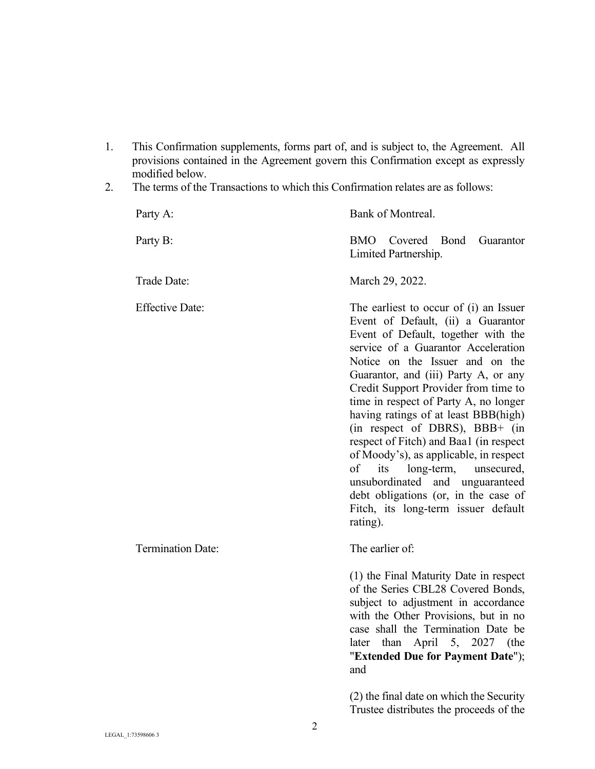1. This Confirmation supplements, forms part of, and is subject to, the Agreement. All provisions contained in the Agreement govern this Confirmation except as expressly modified below.
2. The terms of the Transactions to which this Confirmation relates are as follows:

| | |
|---|---|
| Party A: | Bank of Montreal. |
| Party B: | BMO Covered Bond Guarantor Limited Partnership. |
| Trade Date: | March 29, 2022. |
| Effective Date: | The earliest to occur of (i) an Issuer Event of Default, (ii) a Guarantor Event of Default, together with the service of a Guarantor Acceleration Notice on the Issuer and on the Guarantor, and (iii) Party A, or any Credit Support Provider from time to time in respect of Party A, no longer having ratings of at least BBB(high) (in respect of DBRS), BBB+ (in respect of Fitch) and Baa1 (in respect of Moody's), as applicable, in respect of its long-term, unsecured, unsubordinated and unguaranteed debt obligations (or, in the case of Fitch, its long-term issuer default rating). |
| Termination Date: | The earlier of:<br><br>(1) the Final Maturity Date in respect of the Series CBL28 Covered Bonds, subject to adjustment in accordance with the Other Provisions, but in no case shall the Termination Date be later than April 5, 2027 (the "**Extended Due for Payment Date**"); and<br><br>(2) the final date on which the Security Trustee distributes the proceeds of the |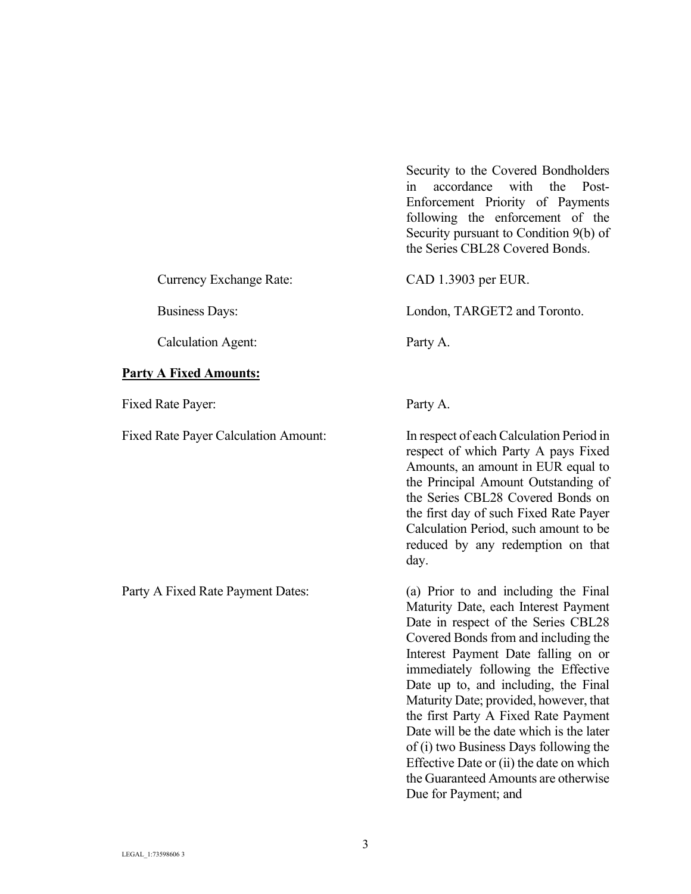Security to the Covered Bondholders in accordance with the Post-Enforcement Priority of Payments following the enforcement of the Security pursuant to Condition 9(b) of the Series CBL28 Covered Bonds.

| | |
|---|---|
| Currency Exchange Rate: | CAD 1.3903 per EUR. |
| Business Days: | London, TARGET2 and Toronto. |
| Calculation Agent: | Party A. |

**Party A Fixed Amounts:**

| | |
|---|---|
| Fixed Rate Payer: | Party A. |
| Fixed Rate Payer Calculation Amount: | In respect of each Calculation Period in respect of which Party A pays Fixed Amounts, an amount in EUR equal to the Principal Amount Outstanding of the Series CBL28 Covered Bonds on the first day of such Fixed Rate Payer Calculation Period, such amount to be reduced by any redemption on that day. |
| Party A Fixed Rate Payment Dates: | (a) Prior to and including the Final Maturity Date, each Interest Payment Date in respect of the Series CBL28 Covered Bonds from and including the Interest Payment Date falling on or immediately following the Effective Date up to, and including, the Final Maturity Date; provided, however, that the first Party A Fixed Rate Payment Date will be the date which is the later of (i) two Business Days following the Effective Date or (ii) the date on which the Guaranteed Amounts are otherwise Due for Payment; and |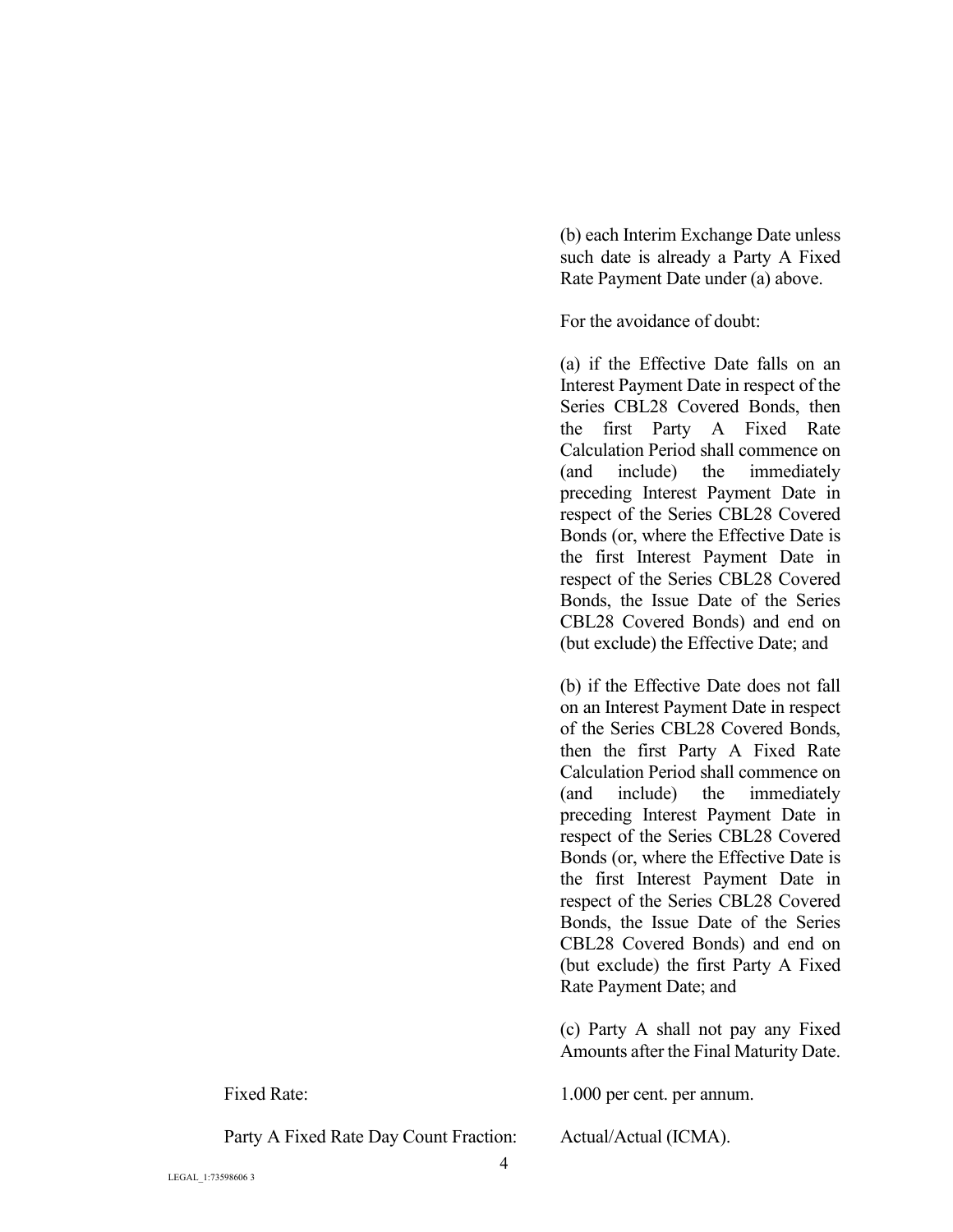(b) each Interim Exchange Date unless such date is already a Party A Fixed Rate Payment Date under (a) above.

For the avoidance of doubt:

(a) if the Effective Date falls on an Interest Payment Date in respect of the Series CBL28 Covered Bonds, then the first Party A Fixed Rate Calculation Period shall commence on (and include) the immediately preceding Interest Payment Date in respect of the Series CBL28 Covered Bonds (or, where the Effective Date is the first Interest Payment Date in respect of the Series CBL28 Covered Bonds, the Issue Date of the Series CBL28 Covered Bonds) and end on (but exclude) the Effective Date; and

(b) if the Effective Date does not fall on an Interest Payment Date in respect of the Series CBL28 Covered Bonds, then the first Party A Fixed Rate Calculation Period shall commence on (and include) the immediately preceding Interest Payment Date in respect of the Series CBL28 Covered Bonds (or, where the Effective Date is the first Interest Payment Date in respect of the Series CBL28 Covered Bonds, the Issue Date of the Series CBL28 Covered Bonds) and end on (but exclude) the first Party A Fixed Rate Payment Date; and

(c) Party A shall not pay any Fixed Amounts after the Final Maturity Date.

| | |
|---|---|
| Fixed Rate: | 1.000 per cent. per annum. |
| Party A Fixed Rate Day Count Fraction: | Actual/Actual (ICMA). |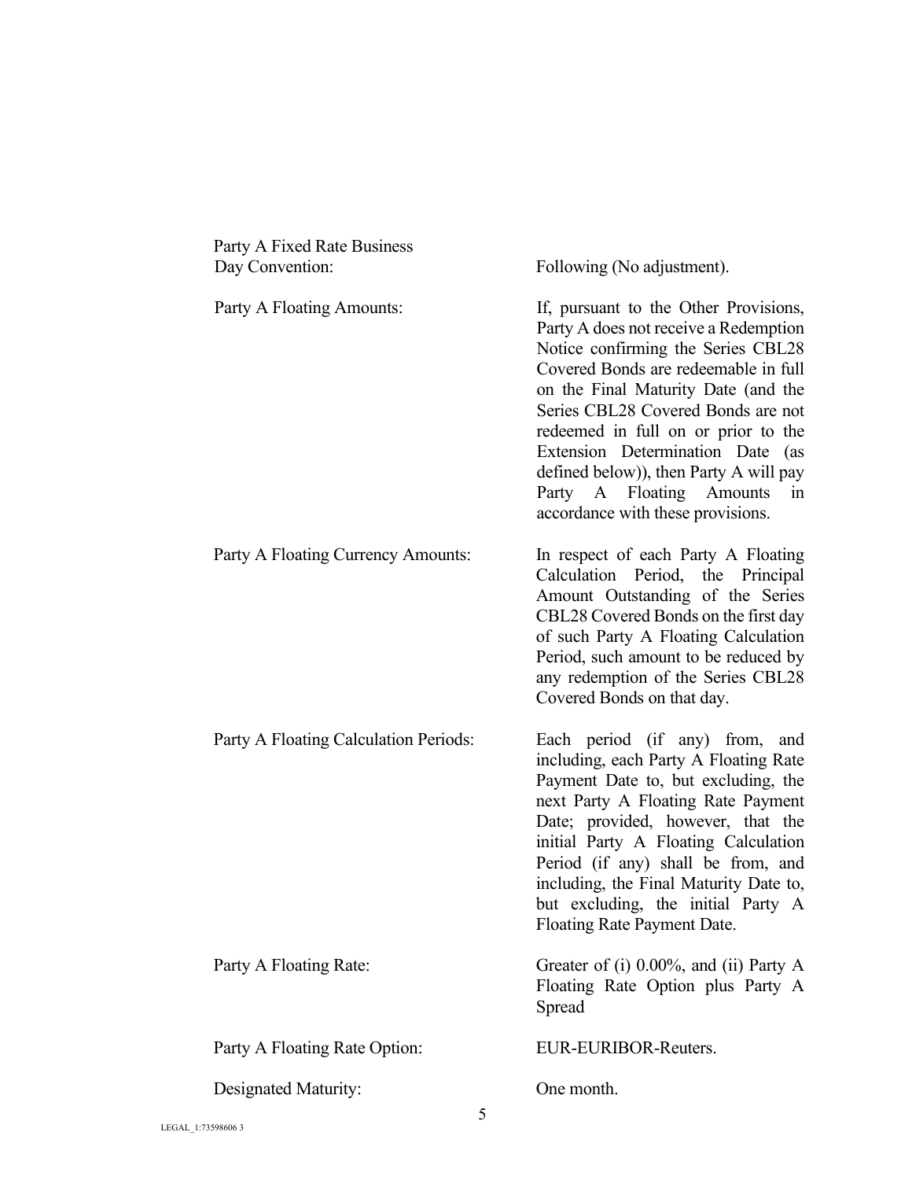| | |
|---|---|
| Party A Fixed Rate Business Day Convention: | Following (No adjustment). |
| Party A Floating Amounts: | If, pursuant to the Other Provisions, Party A does not receive a Redemption Notice confirming the Series CBL28 Covered Bonds are redeemable in full on the Final Maturity Date (and the Series CBL28 Covered Bonds are not redeemed in full on or prior to the Extension Determination Date (as defined below)), then Party A will pay Party A Floating Amounts in accordance with these provisions. |
| Party A Floating Currency Amounts: | In respect of each Party A Floating Calculation Period, the Principal Amount Outstanding of the Series CBL28 Covered Bonds on the first day of such Party A Floating Calculation Period, such amount to be reduced by any redemption of the Series CBL28 Covered Bonds on that day. |
| Party A Floating Calculation Periods: | Each period (if any) from, and including, each Party A Floating Rate Payment Date to, but excluding, the next Party A Floating Rate Payment Date; provided, however, that the initial Party A Floating Calculation Period (if any) shall be from, and including, the Final Maturity Date to, but excluding, the initial Party A Floating Rate Payment Date. |
| Party A Floating Rate: | Greater of (i) 0.00%, and (ii) Party A Floating Rate Option plus Party A Spread |
| Party A Floating Rate Option: | EUR-EURIBOR-Reuters. |
| Designated Maturity: | One month. |

LEGAL_1:73598606 3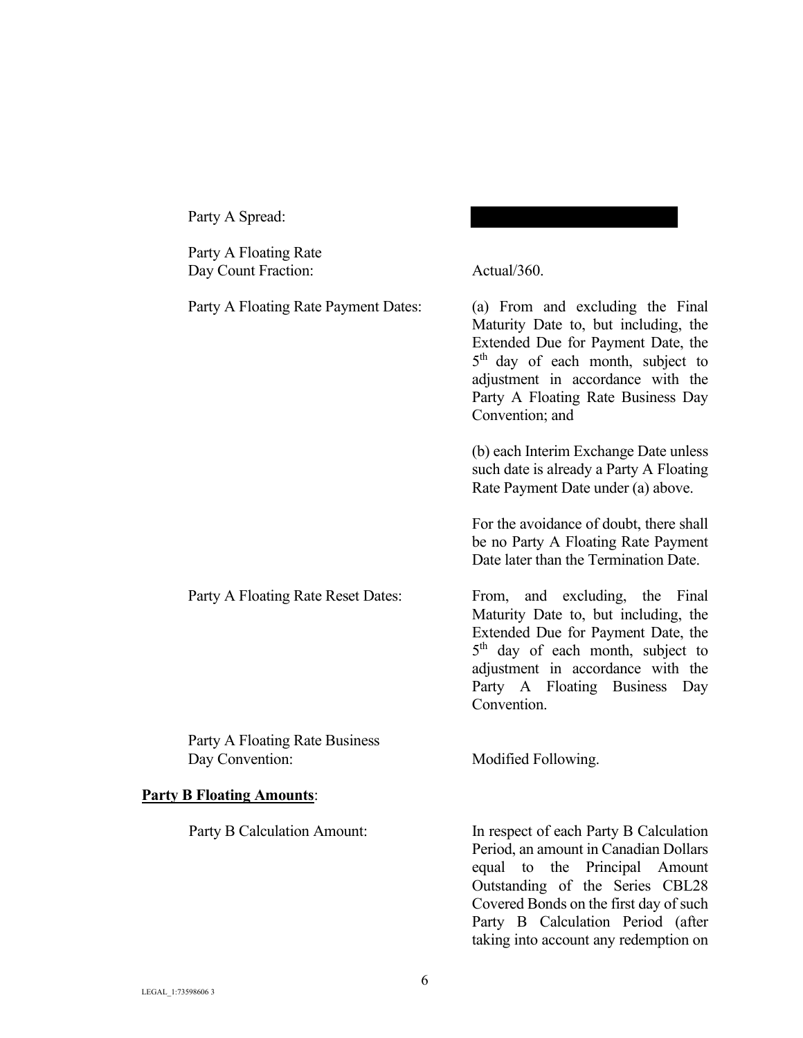Party A Spread: [REDACTED]

Party A Floating Rate Day Count Fraction: Actual/360.

Party A Floating Rate Payment Dates: (a) From and excluding the Final Maturity Date to, but including, the Extended Due for Payment Date, the 5th day of each month, subject to adjustment in accordance with the Party A Floating Rate Business Day Convention; and

(b) each Interim Exchange Date unless such date is already a Party A Floating Rate Payment Date under (a) above.

For the avoidance of doubt, there shall be no Party A Floating Rate Payment Date later than the Termination Date.

Party A Floating Rate Reset Dates: From, and excluding, the Final Maturity Date to, but including, the Extended Due for Payment Date, the 5th day of each month, subject to adjustment in accordance with the Party A Floating Business Day Convention.

Party A Floating Rate Business Day Convention: Modified Following.

**<u>Party B Floating Amounts</u>**:

Party B Calculation Amount: In respect of each Party B Calculation Period, an amount in Canadian Dollars equal to the Principal Amount Outstanding of the Series CBL28 Covered Bonds on the first day of such Party B Calculation Period (after taking into account any redemption on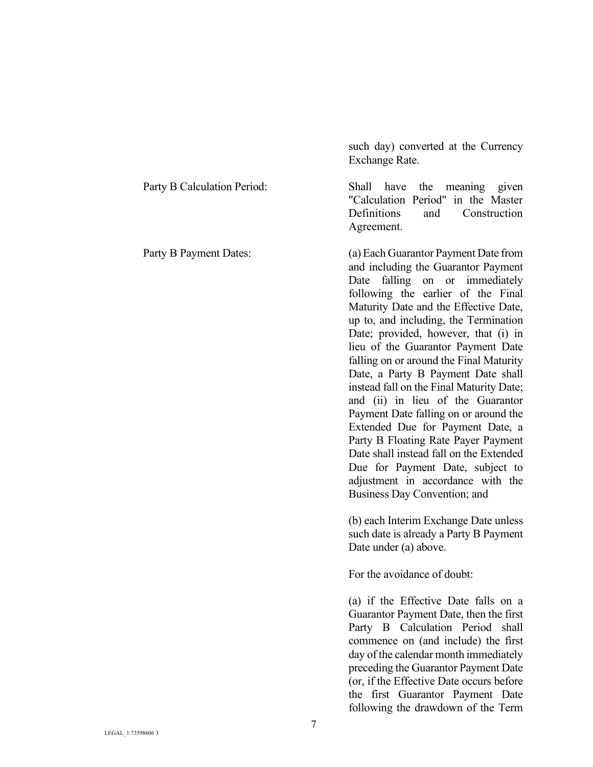such day) converted at the Currency Exchange Rate.

| | |
|---|---|
| Party B Calculation Period: | Shall have the meaning given "Calculation Period" in the Master Definitions and Construction Agreement. |
| Party B Payment Dates: | (a) Each Guarantor Payment Date from and including the Guarantor Payment Date falling on or immediately following the earlier of the Final Maturity Date and the Effective Date, up to, and including, the Termination Date; provided, however, that (i) in lieu of the Guarantor Payment Date falling on or around the Final Maturity Date, a Party B Payment Date shall instead fall on the Final Maturity Date; and (ii) in lieu of the Guarantor Payment Date falling on or around the Extended Due for Payment Date, a Party B Floating Rate Payer Payment Date shall instead fall on the Extended Due for Payment Date, subject to adjustment in accordance with the Business Day Convention; and<br><br>(b) each Interim Exchange Date unless such date is already a Party B Payment Date under (a) above.<br><br>For the avoidance of doubt:<br><br>(a) if the Effective Date falls on a Guarantor Payment Date, then the first Party B Calculation Period shall commence on (and include) the first day of the calendar month immediately preceding the Guarantor Payment Date (or, if the Effective Date occurs before the first Guarantor Payment Date following the drawdown of the Term |

LEGAL_1:73598606 3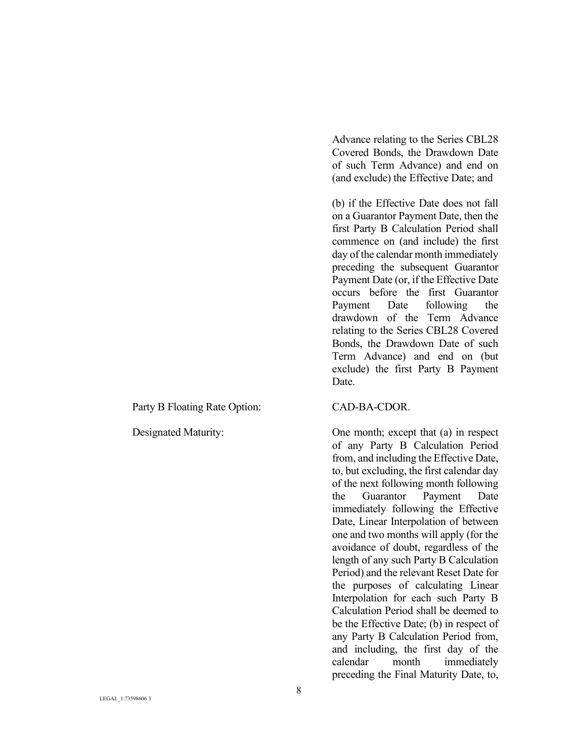Advance relating to the Series CBL28 Covered Bonds, the Drawdown Date of such Term Advance) and end on (and exclude) the Effective Date; and

(b) if the Effective Date does not fall on a Guarantor Payment Date, then the first Party B Calculation Period shall commence on (and include) the first day of the calendar month immediately preceding the subsequent Guarantor Payment Date (or, if the Effective Date occurs before the first Guarantor Payment Date following the drawdown of the Term Advance relating to the Series CBL28 Covered Bonds, the Drawdown Date of such Term Advance) and end on (but exclude) the first Party B Payment Date.

| | |
|---|---|
| Party B Floating Rate Option: | CAD-BA-CDOR. |
| Designated Maturity: | One month; except that (a) in respect of any Party B Calculation Period from, and including the Effective Date, to, but excluding, the first calendar day of the next following month following the Guarantor Payment Date immediately following the Effective Date, Linear Interpolation of between one and two months will apply (for the avoidance of doubt, regardless of the length of any such Party B Calculation Period) and the relevant Reset Date for the purposes of calculating Linear Interpolation for each such Party B Calculation Period shall be deemed to be the Effective Date; (b) in respect of any Party B Calculation Period from, and including, the first day of the calendar month immediately preceding the Final Maturity Date, to, |

LEGAL_1:73598606 3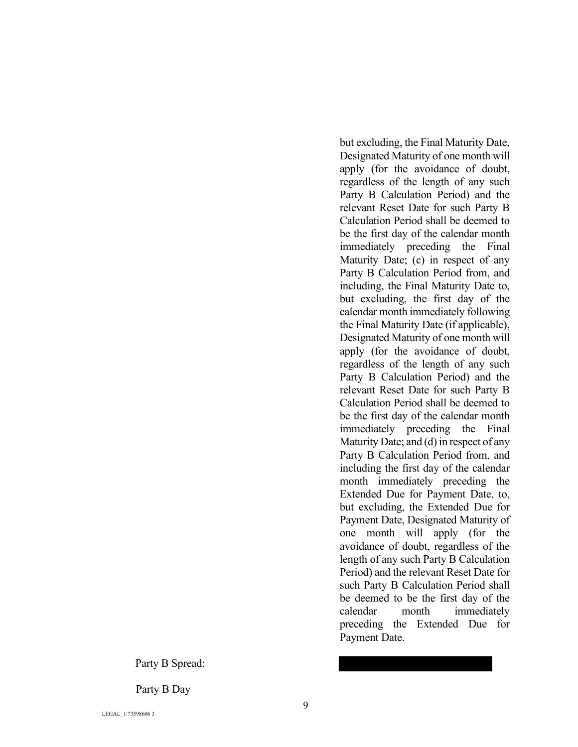| | |
|---|---|
| | but excluding, the Final Maturity Date, Designated Maturity of one month will apply (for the avoidance of doubt, regardless of the length of any such Party B Calculation Period) and the relevant Reset Date for such Party B Calculation Period shall be deemed to be the first day of the calendar month immediately preceding the Final Maturity Date; (c) in respect of any Party B Calculation Period from, and including, the Final Maturity Date to, but excluding, the first day of the calendar month immediately following the Final Maturity Date (if applicable), Designated Maturity of one month will apply (for the avoidance of doubt, regardless of the length of any such Party B Calculation Period) and the relevant Reset Date for such Party B Calculation Period shall be deemed to be the first day of the calendar month immediately preceding the Final Maturity Date; and (d) in respect of any Party B Calculation Period from, and including the first day of the calendar month immediately preceding the Extended Due for Payment Date, to, but excluding, the Extended Due for Payment Date, Designated Maturity of one month will apply (for the avoidance of doubt, regardless of the length of any such Party B Calculation Period) and the relevant Reset Date for such Party B Calculation Period shall be deemed to be the first day of the calendar month immediately preceding the Extended Due for Payment Date. |
| Party B Spread: | [REDACTED] |
| Party B Day | |

LEGAL_1:73598606 3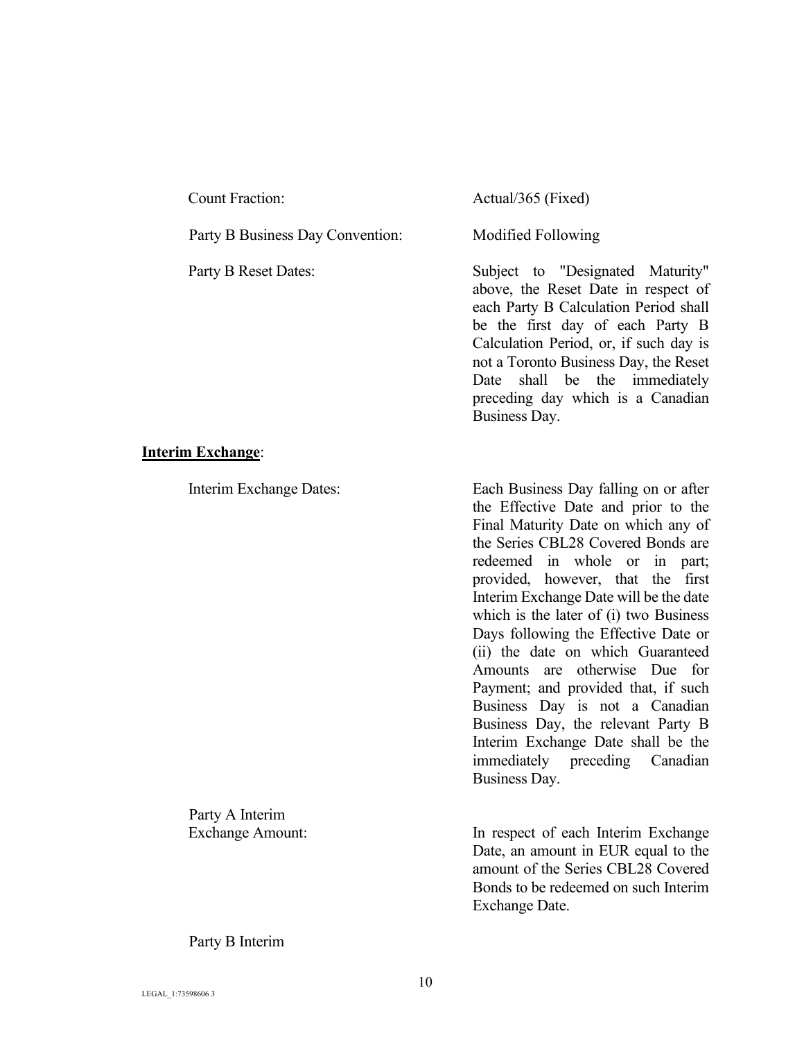| | |
|---|---|
| Count Fraction: | Actual/365 (Fixed) |
| Party B Business Day Convention: | Modified Following |
| Party B Reset Dates: | Subject to "Designated Maturity" above, the Reset Date in respect of each Party B Calculation Period shall be the first day of each Party B Calculation Period, or, if such day is not a Toronto Business Day, the Reset Date shall be the immediately preceding day which is a Canadian Business Day. |

**Interim Exchange**:

| | |
|---|---|
| Interim Exchange Dates: | Each Business Day falling on or after the Effective Date and prior to the Final Maturity Date on which any of the Series CBL28 Covered Bonds are redeemed in whole or in part; provided, however, that the first Interim Exchange Date will be the date which is the later of (i) two Business Days following the Effective Date or (ii) the date on which Guaranteed Amounts are otherwise Due for Payment; and provided that, if such Business Day is not a Canadian Business Day, the relevant Party B Interim Exchange Date shall be the immediately preceding Canadian Business Day. |
| Party A Interim Exchange Amount: | In respect of each Interim Exchange Date, an amount in EUR equal to the amount of the Series CBL28 Covered Bonds to be redeemed on such Interim Exchange Date. |

Party B Interim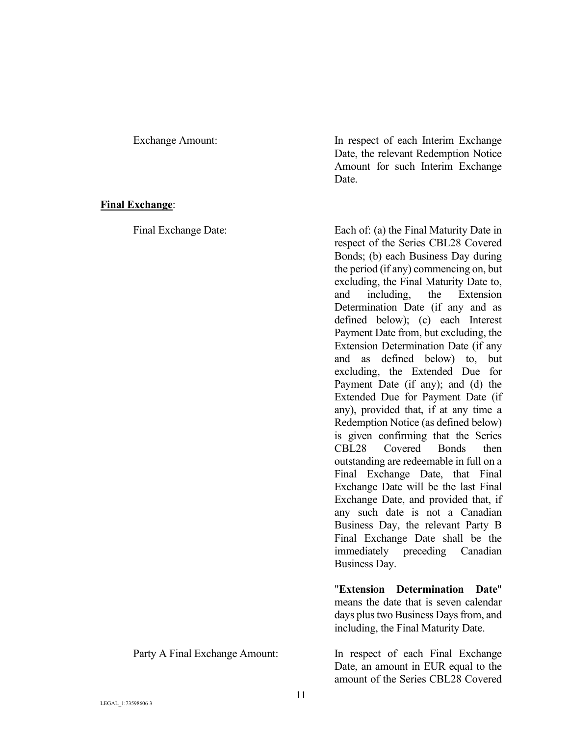Exchange Amount: In respect of each Interim Exchange Date, the relevant Redemption Notice Amount for such Interim Exchange Date.

**Final Exchange**:

Final Exchange Date: Each of: (a) the Final Maturity Date in respect of the Series CBL28 Covered Bonds; (b) each Business Day during the period (if any) commencing on, but excluding, the Final Maturity Date to, and including, the Extension Determination Date (if any and as defined below); (c) each Interest Payment Date from, but excluding, the Extension Determination Date (if any and as defined below) to, but excluding, the Extended Due for Payment Date (if any); and (d) the Extended Due for Payment Date (if any), provided that, if at any time a Redemption Notice (as defined below) is given confirming that the Series CBL28 Covered Bonds then outstanding are redeemable in full on a Final Exchange Date, that Final Exchange Date will be the last Final Exchange Date, and provided that, if any such date is not a Canadian Business Day, the relevant Party B Final Exchange Date shall be the immediately preceding Canadian Business Day.

"**Extension Determination Date**" means the date that is seven calendar days plus two Business Days from, and including, the Final Maturity Date.

Party A Final Exchange Amount: In respect of each Final Exchange Date, an amount in EUR equal to the amount of the Series CBL28 Covered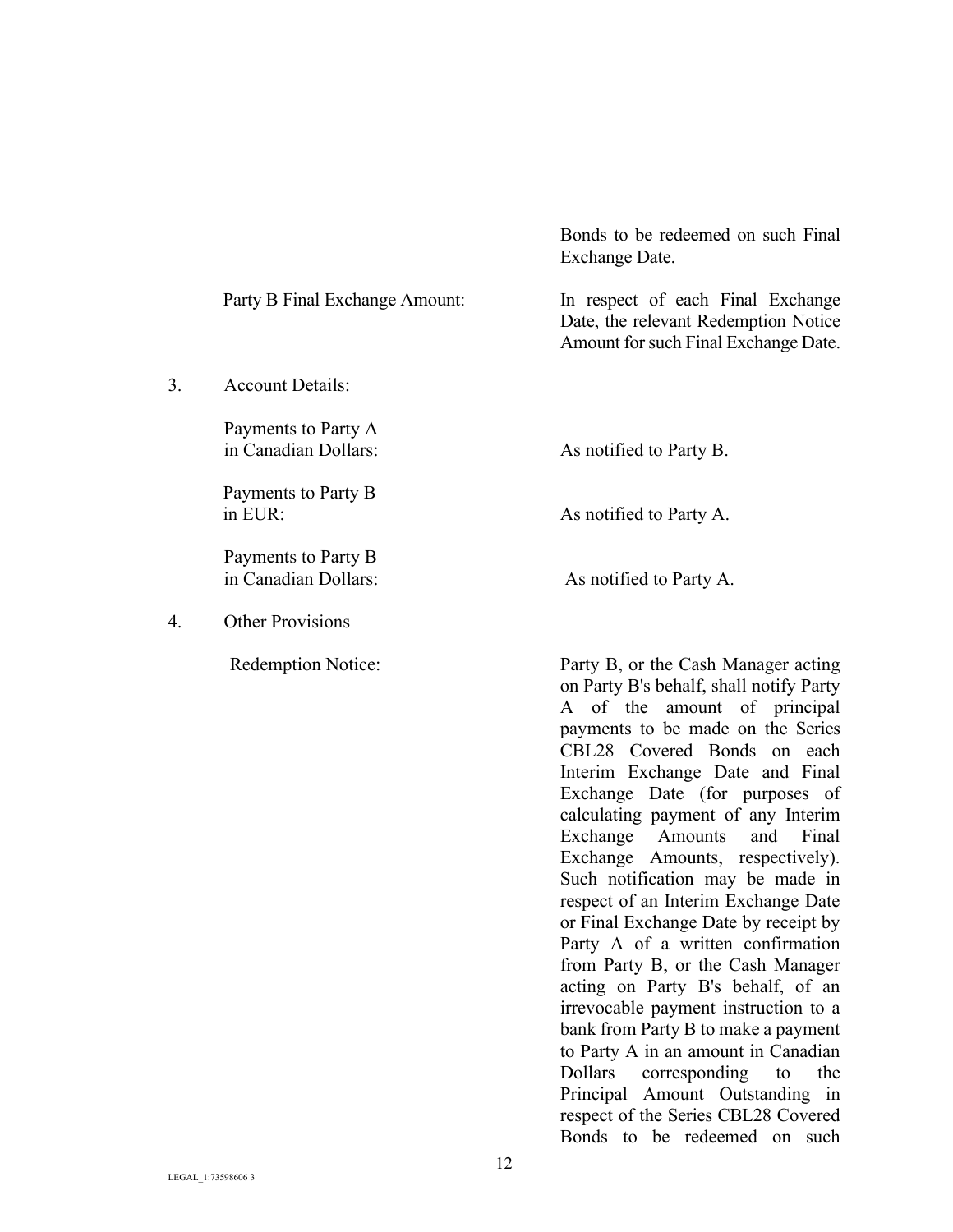Bonds to be redeemed on such Final Exchange Date.

| | |
|---|---|
| Party B Final Exchange Amount: | In respect of each Final Exchange Date, the relevant Redemption Notice Amount for such Final Exchange Date. |

3. Account Details:

| | |
|---|---|
| Payments to Party A in Canadian Dollars: | As notified to Party B. |
| Payments to Party B in EUR: | As notified to Party A. |
| Payments to Party B in Canadian Dollars: | As notified to Party A. |

4. Other Provisions

| | |
|---|---|
| Redemption Notice: | Party B, or the Cash Manager acting on Party B's behalf, shall notify Party A of the amount of principal payments to be made on the Series CBL28 Covered Bonds on each Interim Exchange Date and Final Exchange Date (for purposes of calculating payment of any Interim Exchange Amounts and Final Exchange Amounts, respectively). Such notification may be made in respect of an Interim Exchange Date or Final Exchange Date by receipt by Party A of a written confirmation from Party B, or the Cash Manager acting on Party B's behalf, of an irrevocable payment instruction to a bank from Party B to make a payment to Party A in an amount in Canadian Dollars corresponding to the Principal Amount Outstanding in respect of the Series CBL28 Covered Bonds to be redeemed on such |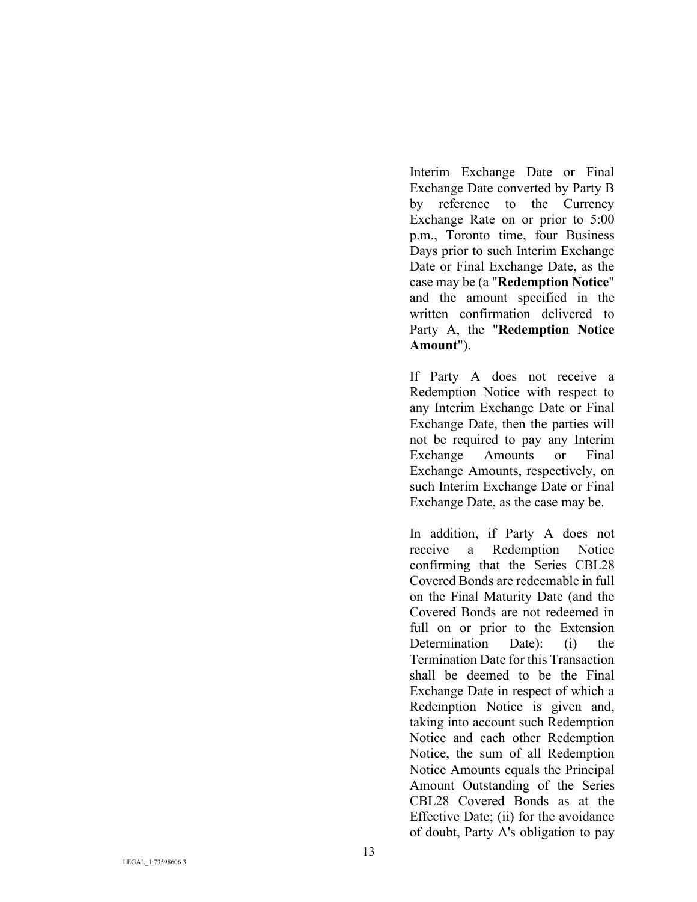Interim Exchange Date or Final Exchange Date converted by Party B by reference to the Currency Exchange Rate on or prior to 5:00 p.m., Toronto time, four Business Days prior to such Interim Exchange Date or Final Exchange Date, as the case may be (a "**Redemption Notice**" and the amount specified in the written confirmation delivered to Party A, the "**Redemption Notice Amount**").

If Party A does not receive a Redemption Notice with respect to any Interim Exchange Date or Final Exchange Date, then the parties will not be required to pay any Interim Exchange Amounts or Final Exchange Amounts, respectively, on such Interim Exchange Date or Final Exchange Date, as the case may be.

In addition, if Party A does not receive a Redemption Notice confirming that the Series CBL28 Covered Bonds are redeemable in full on the Final Maturity Date (and the Covered Bonds are not redeemed in full on or prior to the Extension Determination Date): (i) the Termination Date for this Transaction shall be deemed to be the Final Exchange Date in respect of which a Redemption Notice is given and, taking into account such Redemption Notice and each other Redemption Notice, the sum of all Redemption Notice Amounts equals the Principal Amount Outstanding of the Series CBL28 Covered Bonds as at the Effective Date; (ii) for the avoidance of doubt, Party A's obligation to pay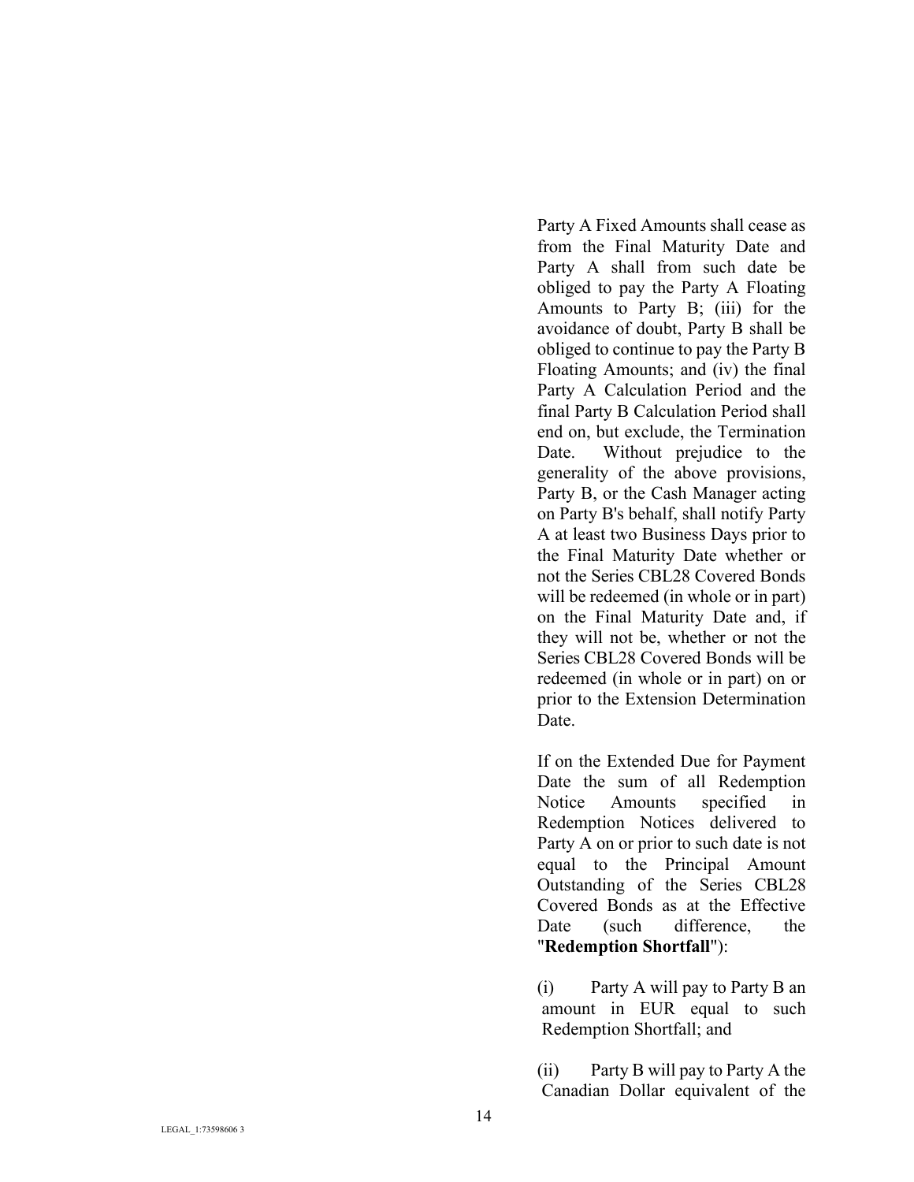Party A Fixed Amounts shall cease as from the Final Maturity Date and Party A shall from such date be obliged to pay the Party A Floating Amounts to Party B; (iii) for the avoidance of doubt, Party B shall be obliged to continue to pay the Party B Floating Amounts; and (iv) the final Party A Calculation Period and the final Party B Calculation Period shall end on, but exclude, the Termination Date. Without prejudice to the generality of the above provisions, Party B, or the Cash Manager acting on Party B's behalf, shall notify Party A at least two Business Days prior to the Final Maturity Date whether or not the Series CBL28 Covered Bonds will be redeemed (in whole or in part) on the Final Maturity Date and, if they will not be, whether or not the Series CBL28 Covered Bonds will be redeemed (in whole or in part) on or prior to the Extension Determination Date.

If on the Extended Due for Payment Date the sum of all Redemption Notice Amounts specified in Redemption Notices delivered to Party A on or prior to such date is not equal to the Principal Amount Outstanding of the Series CBL28 Covered Bonds as at the Effective Date (such difference, the "**Redemption Shortfall**"):

(i) Party A will pay to Party B an amount in EUR equal to such Redemption Shortfall; and

(ii) Party B will pay to Party A the Canadian Dollar equivalent of the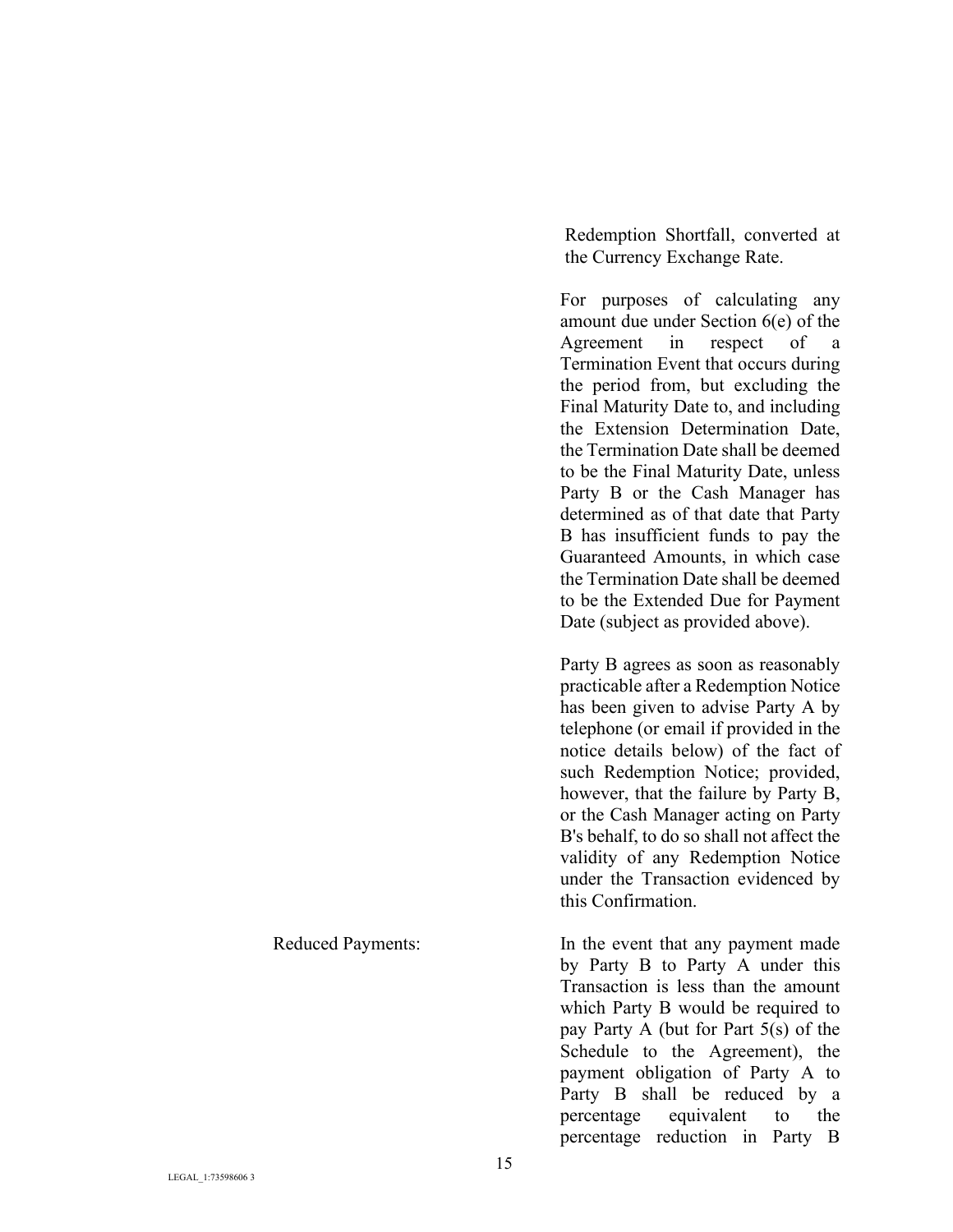Redemption Shortfall, converted at the Currency Exchange Rate.

For purposes of calculating any amount due under Section 6(e) of the Agreement in respect of a Termination Event that occurs during the period from, but excluding the Final Maturity Date to, and including the Extension Determination Date, the Termination Date shall be deemed to be the Final Maturity Date, unless Party B or the Cash Manager has determined as of that date that Party B has insufficient funds to pay the Guaranteed Amounts, in which case the Termination Date shall be deemed to be the Extended Due for Payment Date (subject as provided above).

Party B agrees as soon as reasonably practicable after a Redemption Notice has been given to advise Party A by telephone (or email if provided in the notice details below) of the fact of such Redemption Notice; provided, however, that the failure by Party B, or the Cash Manager acting on Party B's behalf, to do so shall not affect the validity of any Redemption Notice under the Transaction evidenced by this Confirmation.

| | |
|---|---|
| Reduced Payments: | In the event that any payment made by Party B to Party A under this Transaction is less than the amount which Party B would be required to pay Party A (but for Part 5(s) of the Schedule to the Agreement), the payment obligation of Party A to Party B shall be reduced by a percentage equivalent to the percentage reduction in Party B |

LEGAL_1:73598606 3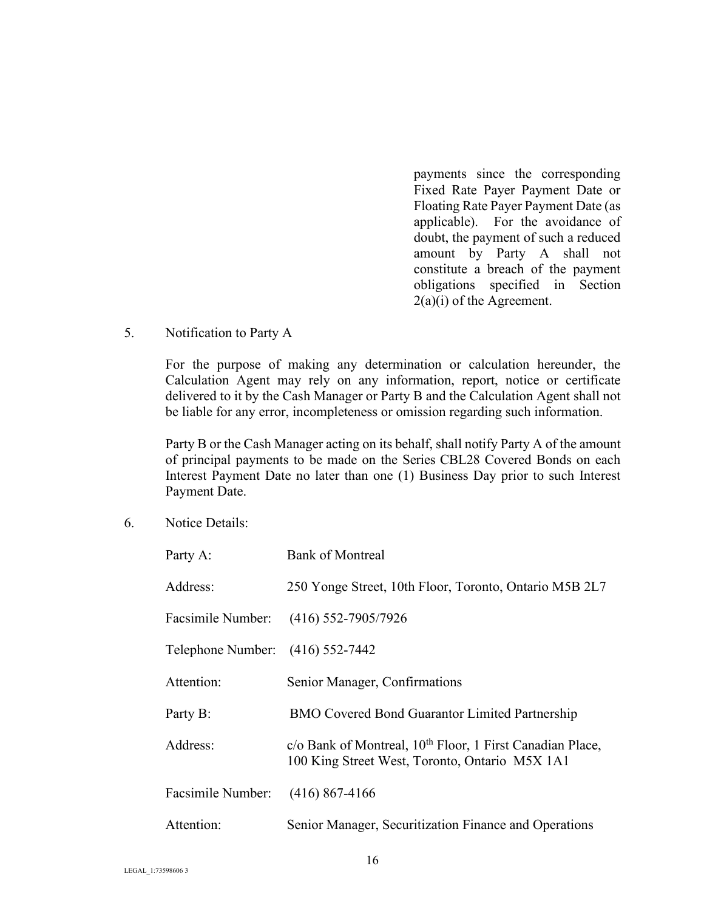payments since the corresponding Fixed Rate Payer Payment Date or Floating Rate Payer Payment Date (as applicable). For the avoidance of doubt, the payment of such a reduced amount by Party A shall not constitute a breach of the payment obligations specified in Section 2(a)(i) of the Agreement.

5. Notification to Party A

For the purpose of making any determination or calculation hereunder, the Calculation Agent may rely on any information, report, notice or certificate delivered to it by the Cash Manager or Party B and the Calculation Agent shall not be liable for any error, incompleteness or omission regarding such information.

Party B or the Cash Manager acting on its behalf, shall notify Party A of the amount of principal payments to be made on the Series CBL28 Covered Bonds on each Interest Payment Date no later than one (1) Business Day prior to such Interest Payment Date.

6. Notice Details:

| | |
|---|---|
| Party A: | Bank of Montreal |
| Address: | 250 Yonge Street, 10th Floor, Toronto, Ontario M5B 2L7 |
| Facsimile Number: | (416) 552-7905/7926 |
| Telephone Number: | (416) 552-7442 |
| Attention: | Senior Manager, Confirmations |
| Party B: | BMO Covered Bond Guarantor Limited Partnership |
| Address: | c/o Bank of Montreal, 10th Floor, 1 First Canadian Place, 100 King Street West, Toronto, Ontario M5X 1A1 |
| Facsimile Number: | (416) 867-4166 |
| Attention: | Senior Manager, Securitization Finance and Operations |

LEGAL_1:73598606 3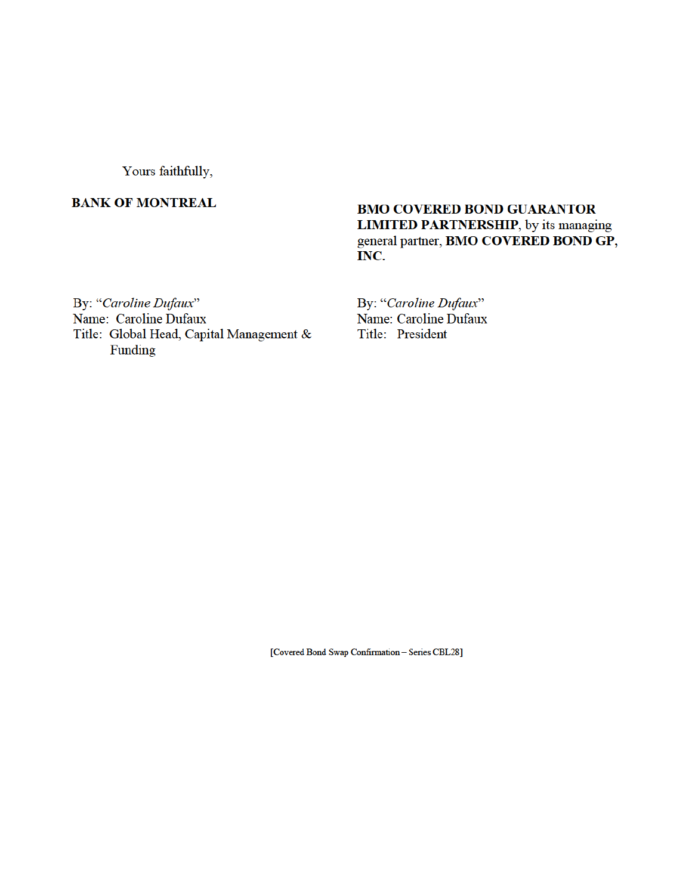Yours faithfully,

**BANK OF MONTREAL**

By: "*Caroline Dufaux*"
Name: Caroline Dufaux
Title: Global Head, Capital Management & Funding

**BMO COVERED BOND GUARANTOR LIMITED PARTNERSHIP**, by its managing general partner, **BMO COVERED BOND GP, INC.**

By: "*Caroline Dufaux*"
Name: Caroline Dufaux
Title: President

[Covered Bond Swap Confirmation – Series CBL28]